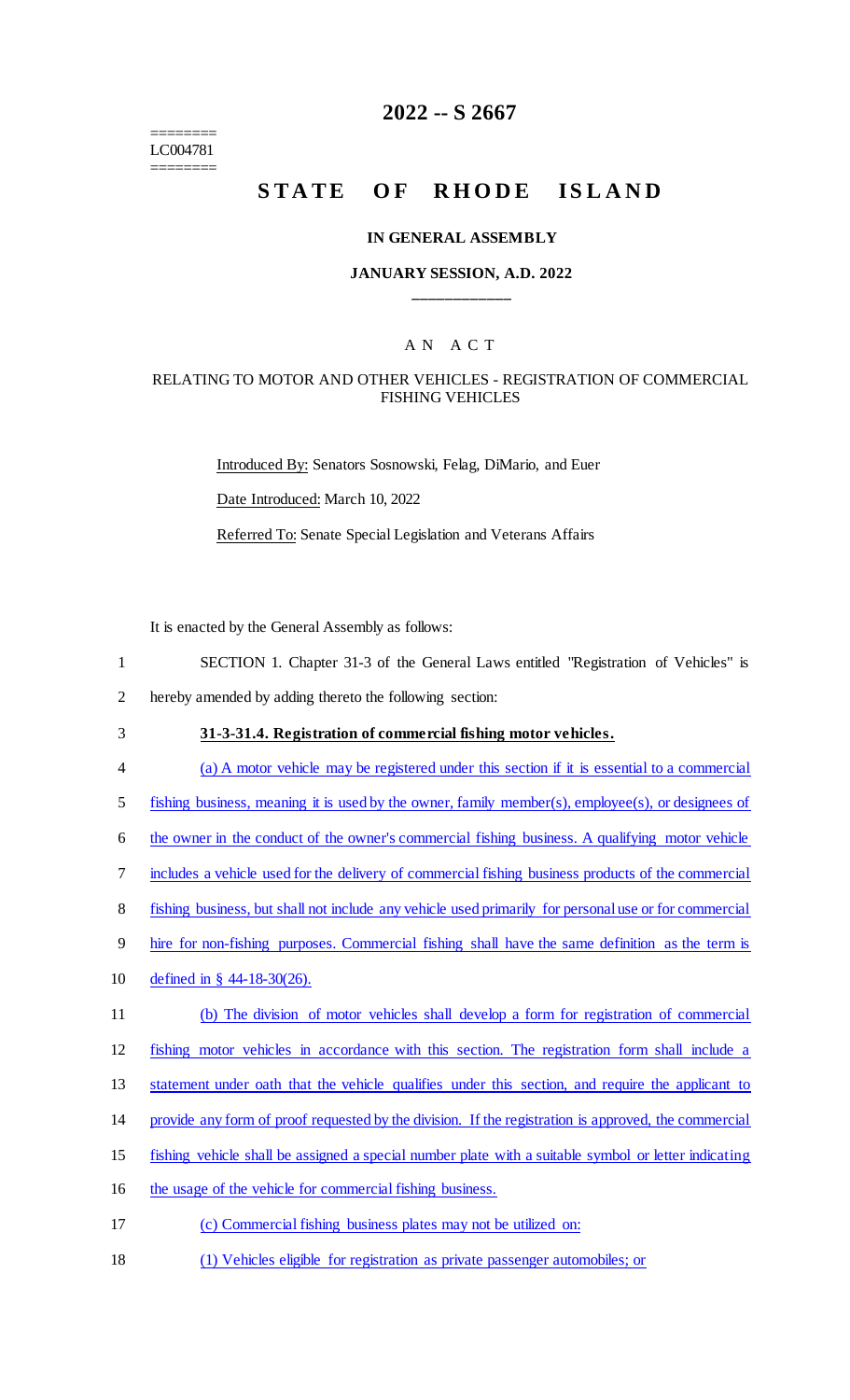========
LC004781
========

# 2022 -- S 2667

## STATE OF RHODE ISLAND

### IN GENERAL ASSEMBLY

### JANUARY SESSION, A.D. 2022

---

### A N A C T

### RELATING TO MOTOR AND OTHER VEHICLES - REGISTRATION OF COMMERCIAL FISHING VEHICLES

Introduced By: Senators Sosnowski, Felag, DiMario, and Euer

Date Introduced: March 10, 2022

Referred To: Senate Special Legislation and Veterans Affairs

It is enacted by the General Assembly as follows:

1 SECTION 1. Chapter 31-3 of the General Laws entitled "Registration of Vehicles" is
2 hereby amended by adding thereto the following section:

3 **31-3-31.4. Registration of commercial fishing motor vehicles.**

4 (a) A motor vehicle may be registered under this section if it is essential to a commercial
5 fishing business, meaning it is used by the owner, family member(s), employee(s), or designees of
6 the owner in the conduct of the owner's commercial fishing business. A qualifying motor vehicle
7 includes a vehicle used for the delivery of commercial fishing business products of the commercial
8 fishing business, but shall not include any vehicle used primarily for personal use or for commercial
9 hire for non-fishing purposes. Commercial fishing shall have the same definition as the term is
10 defined in § 44-18-30(26).

11 (b) The division of motor vehicles shall develop a form for registration of commercial
12 fishing motor vehicles in accordance with this section. The registration form shall include a
13 statement under oath that the vehicle qualifies under this section, and require the applicant to
14 provide any form of proof requested by the division. If the registration is approved, the commercial
15 fishing vehicle shall be assigned a special number plate with a suitable symbol or letter indicating
16 the usage of the vehicle for commercial fishing business.

17 (c) Commercial fishing business plates may not be utilized on:

18 (1) Vehicles eligible for registration as private passenger automobiles; or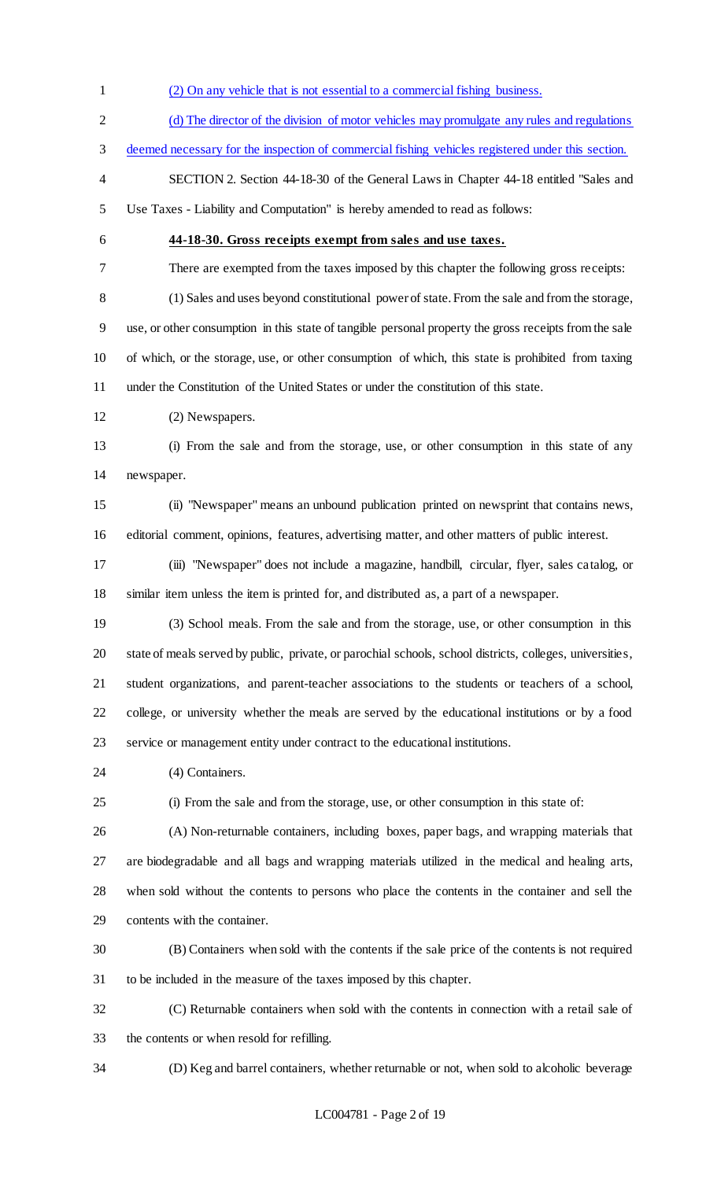(2) On any vehicle that is not essential to a commercial fishing business.

(d) The director of the division of motor vehicles may promulgate any rules and regulations deemed necessary for the inspection of commercial fishing vehicles registered under this section.

SECTION 2. Section 44-18-30 of the General Laws in Chapter 44-18 entitled "Sales and Use Taxes - Liability and Computation" is hereby amended to read as follows:

**44-18-30. Gross receipts exempt from sales and use taxes.**

There are exempted from the taxes imposed by this chapter the following gross receipts:

(1) Sales and uses beyond constitutional power of state. From the sale and from the storage, use, or other consumption in this state of tangible personal property the gross receipts from the sale of which, or the storage, use, or other consumption of which, this state is prohibited from taxing under the Constitution of the United States or under the constitution of this state.

(2) Newspapers.

(i) From the sale and from the storage, use, or other consumption in this state of any newspaper.

(ii) "Newspaper" means an unbound publication printed on newsprint that contains news, editorial comment, opinions, features, advertising matter, and other matters of public interest.

(iii) "Newspaper" does not include a magazine, handbill, circular, flyer, sales catalog, or similar item unless the item is printed for, and distributed as, a part of a newspaper.

(3) School meals. From the sale and from the storage, use, or other consumption in this state of meals served by public, private, or parochial schools, school districts, colleges, universities, student organizations, and parent-teacher associations to the students or teachers of a school, college, or university whether the meals are served by the educational institutions or by a food service or management entity under contract to the educational institutions.

(4) Containers.

(i) From the sale and from the storage, use, or other consumption in this state of:

(A) Non-returnable containers, including boxes, paper bags, and wrapping materials that are biodegradable and all bags and wrapping materials utilized in the medical and healing arts, when sold without the contents to persons who place the contents in the container and sell the contents with the container.

(B) Containers when sold with the contents if the sale price of the contents is not required to be included in the measure of the taxes imposed by this chapter.

(C) Returnable containers when sold with the contents in connection with a retail sale of the contents or when resold for refilling.

(D) Keg and barrel containers, whether returnable or not, when sold to alcoholic beverage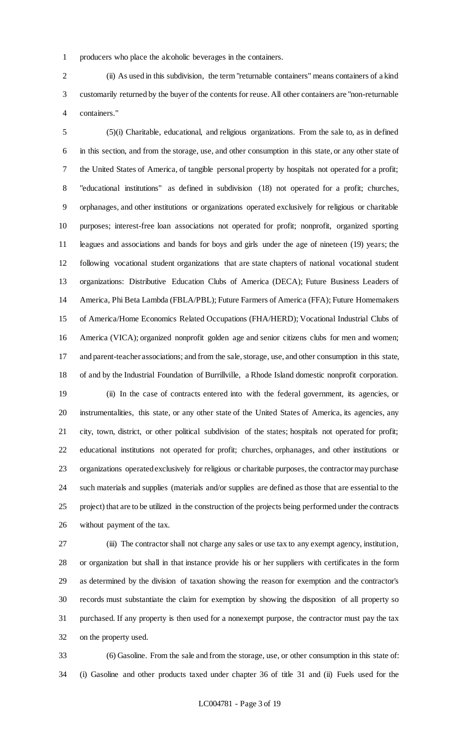producers who place the alcoholic beverages in the containers.

(ii) As used in this subdivision, the term "returnable containers" means containers of a kind customarily returned by the buyer of the contents for reuse. All other containers are "non-returnable containers."

(5)(i) Charitable, educational, and religious organizations. From the sale to, as in defined in this section, and from the storage, use, and other consumption in this state, or any other state of the United States of America, of tangible personal property by hospitals not operated for a profit; "educational institutions" as defined in subdivision (18) not operated for a profit; churches, orphanages, and other institutions or organizations operated exclusively for religious or charitable purposes; interest-free loan associations not operated for profit; nonprofit, organized sporting leagues and associations and bands for boys and girls under the age of nineteen (19) years; the following vocational student organizations that are state chapters of national vocational student organizations: Distributive Education Clubs of America (DECA); Future Business Leaders of America, Phi Beta Lambda (FBLA/PBL); Future Farmers of America (FFA); Future Homemakers of America/Home Economics Related Occupations (FHA/HERD); Vocational Industrial Clubs of America (VICA); organized nonprofit golden age and senior citizens clubs for men and women; and parent-teacher associations; and from the sale, storage, use, and other consumption in this state, of and by the Industrial Foundation of Burrillville, a Rhode Island domestic nonprofit corporation.

(ii) In the case of contracts entered into with the federal government, its agencies, or instrumentalities, this state, or any other state of the United States of America, its agencies, any city, town, district, or other political subdivision of the states; hospitals not operated for profit; educational institutions not operated for profit; churches, orphanages, and other institutions or organizations operated exclusively for religious or charitable purposes, the contractor may purchase such materials and supplies (materials and/or supplies are defined as those that are essential to the project) that are to be utilized in the construction of the projects being performed under the contracts without payment of the tax.

(iii) The contractor shall not charge any sales or use tax to any exempt agency, institution, or organization but shall in that instance provide his or her suppliers with certificates in the form as determined by the division of taxation showing the reason for exemption and the contractor's records must substantiate the claim for exemption by showing the disposition of all property so purchased. If any property is then used for a nonexempt purpose, the contractor must pay the tax on the property used.

(6) Gasoline. From the sale and from the storage, use, or other consumption in this state of: (i) Gasoline and other products taxed under chapter 36 of title 31 and (ii) Fuels used for the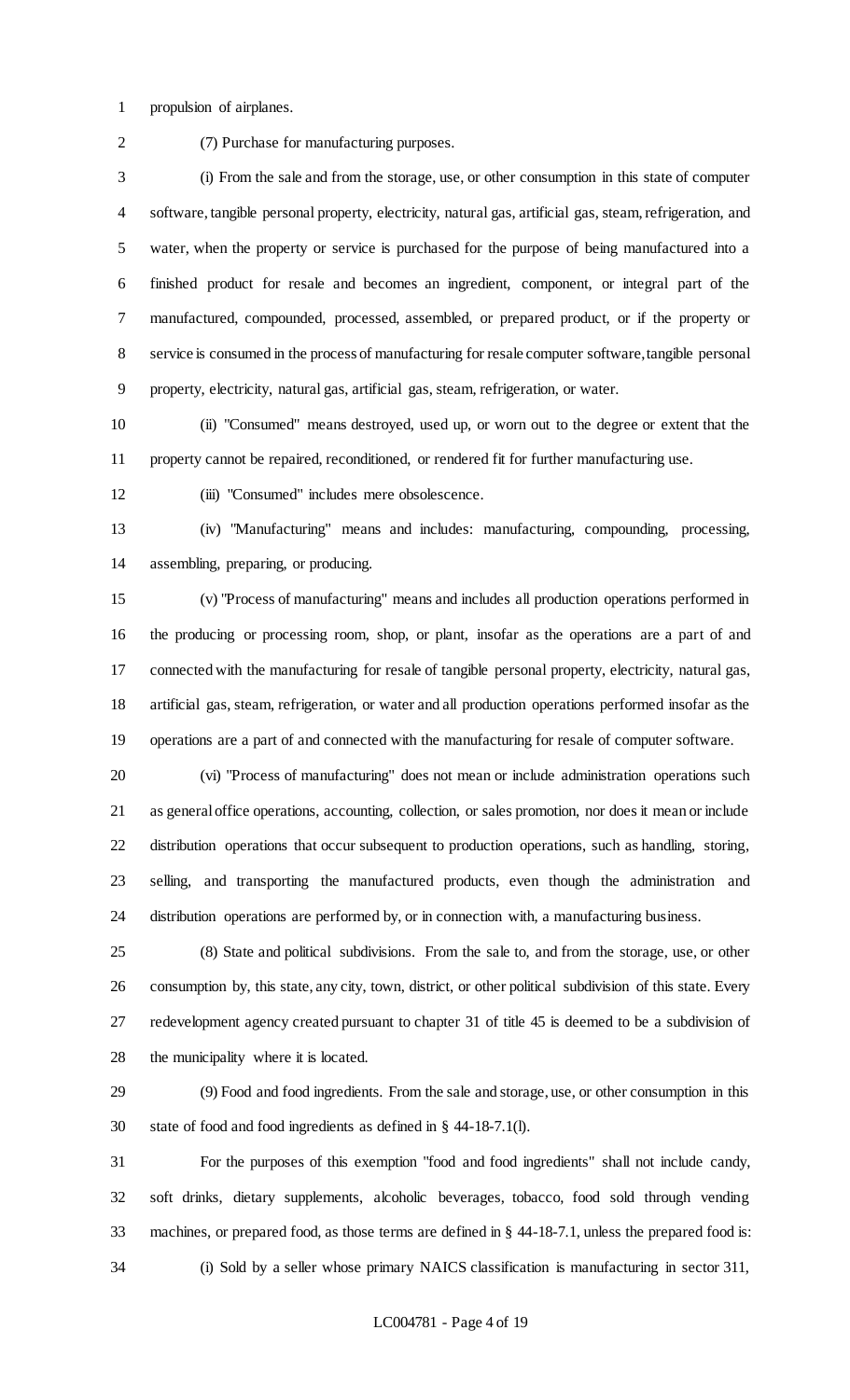propulsion of airplanes.

(7) Purchase for manufacturing purposes.

(i) From the sale and from the storage, use, or other consumption in this state of computer software, tangible personal property, electricity, natural gas, artificial gas, steam, refrigeration, and water, when the property or service is purchased for the purpose of being manufactured into a finished product for resale and becomes an ingredient, component, or integral part of the manufactured, compounded, processed, assembled, or prepared product, or if the property or service is consumed in the process of manufacturing for resale computer software, tangible personal property, electricity, natural gas, artificial gas, steam, refrigeration, or water.

(ii) "Consumed" means destroyed, used up, or worn out to the degree or extent that the property cannot be repaired, reconditioned, or rendered fit for further manufacturing use.

(iii) "Consumed" includes mere obsolescence.

(iv) "Manufacturing" means and includes: manufacturing, compounding, processing, assembling, preparing, or producing.

(v) "Process of manufacturing" means and includes all production operations performed in the producing or processing room, shop, or plant, insofar as the operations are a part of and connected with the manufacturing for resale of tangible personal property, electricity, natural gas, artificial gas, steam, refrigeration, or water and all production operations performed insofar as the operations are a part of and connected with the manufacturing for resale of computer software.

(vi) "Process of manufacturing" does not mean or include administration operations such as general office operations, accounting, collection, or sales promotion, nor does it mean or include distribution operations that occur subsequent to production operations, such as handling, storing, selling, and transporting the manufactured products, even though the administration and distribution operations are performed by, or in connection with, a manufacturing business.

(8) State and political subdivisions. From the sale to, and from the storage, use, or other consumption by, this state, any city, town, district, or other political subdivision of this state. Every redevelopment agency created pursuant to chapter 31 of title 45 is deemed to be a subdivision of the municipality where it is located.

(9) Food and food ingredients. From the sale and storage, use, or other consumption in this state of food and food ingredients as defined in § 44-18-7.1(l).

For the purposes of this exemption "food and food ingredients" shall not include candy, soft drinks, dietary supplements, alcoholic beverages, tobacco, food sold through vending machines, or prepared food, as those terms are defined in § 44-18-7.1, unless the prepared food is:

(i) Sold by a seller whose primary NAICS classification is manufacturing in sector 311,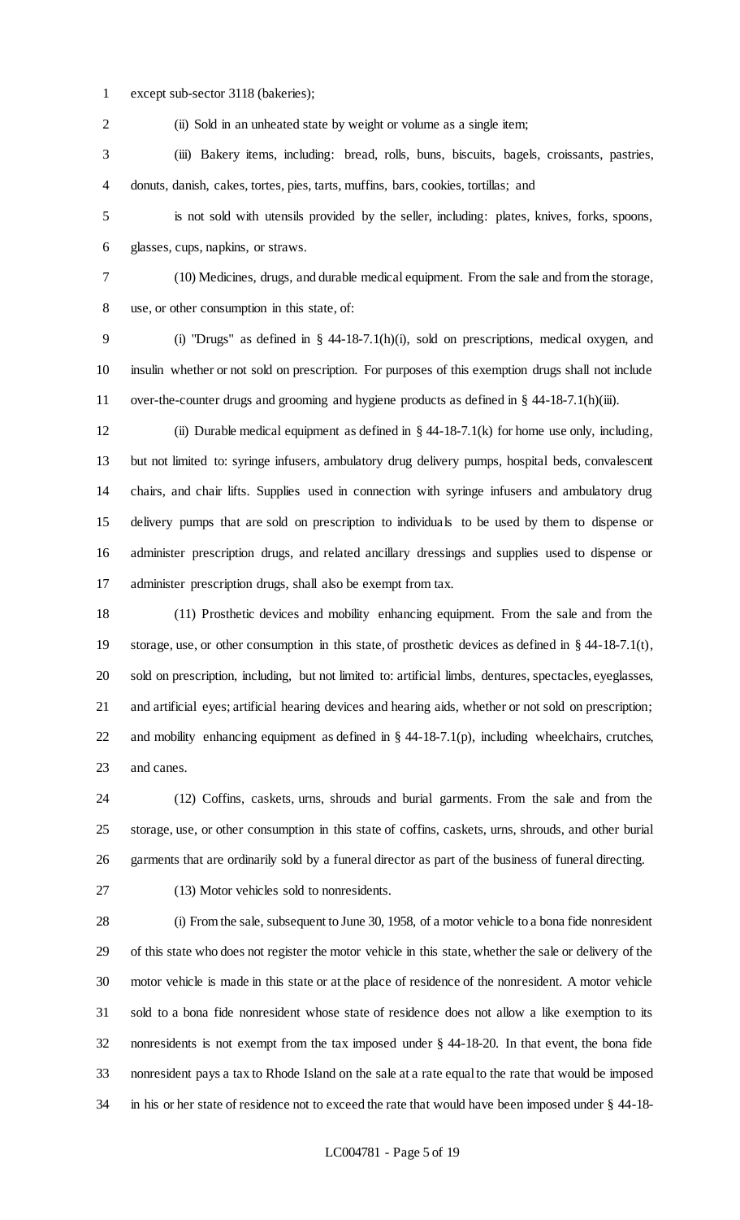except sub-sector 3118 (bakeries);

(ii) Sold in an unheated state by weight or volume as a single item;

(iii) Bakery items, including: bread, rolls, buns, biscuits, bagels, croissants, pastries, donuts, danish, cakes, tortes, pies, tarts, muffins, bars, cookies, tortillas; and

is not sold with utensils provided by the seller, including: plates, knives, forks, spoons, glasses, cups, napkins, or straws.

(10) Medicines, drugs, and durable medical equipment. From the sale and from the storage, use, or other consumption in this state, of:

(i) "Drugs" as defined in § 44-18-7.1(h)(i), sold on prescriptions, medical oxygen, and insulin whether or not sold on prescription. For purposes of this exemption drugs shall not include over-the-counter drugs and grooming and hygiene products as defined in § 44-18-7.1(h)(iii).

(ii) Durable medical equipment as defined in § 44-18-7.1(k) for home use only, including, but not limited to: syringe infusers, ambulatory drug delivery pumps, hospital beds, convalescent chairs, and chair lifts. Supplies used in connection with syringe infusers and ambulatory drug delivery pumps that are sold on prescription to individuals to be used by them to dispense or administer prescription drugs, and related ancillary dressings and supplies used to dispense or administer prescription drugs, shall also be exempt from tax.

(11) Prosthetic devices and mobility enhancing equipment. From the sale and from the storage, use, or other consumption in this state, of prosthetic devices as defined in § 44-18-7.1(t), sold on prescription, including, but not limited to: artificial limbs, dentures, spectacles, eyeglasses, and artificial eyes; artificial hearing devices and hearing aids, whether or not sold on prescription; and mobility enhancing equipment as defined in § 44-18-7.1(p), including wheelchairs, crutches, and canes.

(12) Coffins, caskets, urns, shrouds and burial garments. From the sale and from the storage, use, or other consumption in this state of coffins, caskets, urns, shrouds, and other burial garments that are ordinarily sold by a funeral director as part of the business of funeral directing.

(13) Motor vehicles sold to nonresidents.

(i) From the sale, subsequent to June 30, 1958, of a motor vehicle to a bona fide nonresident of this state who does not register the motor vehicle in this state, whether the sale or delivery of the motor vehicle is made in this state or at the place of residence of the nonresident. A motor vehicle sold to a bona fide nonresident whose state of residence does not allow a like exemption to its nonresidents is not exempt from the tax imposed under § 44-18-20. In that event, the bona fide nonresident pays a tax to Rhode Island on the sale at a rate equal to the rate that would be imposed in his or her state of residence not to exceed the rate that would have been imposed under § 44-18-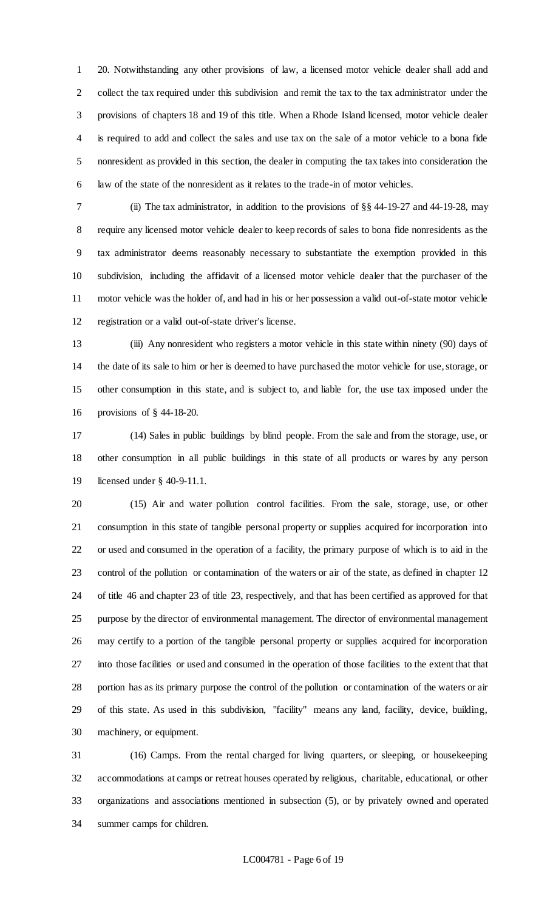20. Notwithstanding any other provisions of law, a licensed motor vehicle dealer shall add and collect the tax required under this subdivision and remit the tax to the tax administrator under the provisions of chapters 18 and 19 of this title. When a Rhode Island licensed, motor vehicle dealer is required to add and collect the sales and use tax on the sale of a motor vehicle to a bona fide nonresident as provided in this section, the dealer in computing the tax takes into consideration the law of the state of the nonresident as it relates to the trade-in of motor vehicles.

(ii) The tax administrator, in addition to the provisions of §§ 44-19-27 and 44-19-28, may require any licensed motor vehicle dealer to keep records of sales to bona fide nonresidents as the tax administrator deems reasonably necessary to substantiate the exemption provided in this subdivision, including the affidavit of a licensed motor vehicle dealer that the purchaser of the motor vehicle was the holder of, and had in his or her possession a valid out-of-state motor vehicle registration or a valid out-of-state driver's license.

(iii) Any nonresident who registers a motor vehicle in this state within ninety (90) days of the date of its sale to him or her is deemed to have purchased the motor vehicle for use, storage, or other consumption in this state, and is subject to, and liable for, the use tax imposed under the provisions of § 44-18-20.

(14) Sales in public buildings by blind people. From the sale and from the storage, use, or other consumption in all public buildings in this state of all products or wares by any person licensed under § 40-9-11.1.

(15) Air and water pollution control facilities. From the sale, storage, use, or other consumption in this state of tangible personal property or supplies acquired for incorporation into or used and consumed in the operation of a facility, the primary purpose of which is to aid in the control of the pollution or contamination of the waters or air of the state, as defined in chapter 12 of title 46 and chapter 23 of title 23, respectively, and that has been certified as approved for that purpose by the director of environmental management. The director of environmental management may certify to a portion of the tangible personal property or supplies acquired for incorporation into those facilities or used and consumed in the operation of those facilities to the extent that that portion has as its primary purpose the control of the pollution or contamination of the waters or air of this state. As used in this subdivision, "facility" means any land, facility, device, building, machinery, or equipment.

(16) Camps. From the rental charged for living quarters, or sleeping, or housekeeping accommodations at camps or retreat houses operated by religious, charitable, educational, or other organizations and associations mentioned in subsection (5), or by privately owned and operated summer camps for children.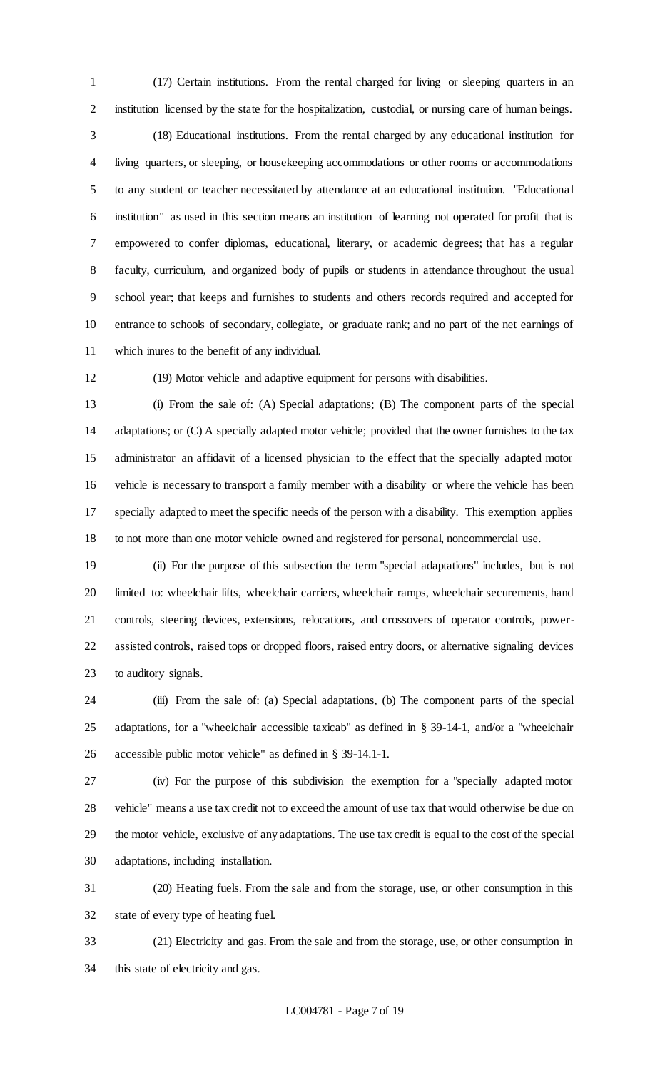(17) Certain institutions. From the rental charged for living or sleeping quarters in an institution licensed by the state for the hospitalization, custodial, or nursing care of human beings.

(18) Educational institutions. From the rental charged by any educational institution for living quarters, or sleeping, or housekeeping accommodations or other rooms or accommodations to any student or teacher necessitated by attendance at an educational institution. "Educational institution" as used in this section means an institution of learning not operated for profit that is empowered to confer diplomas, educational, literary, or academic degrees; that has a regular faculty, curriculum, and organized body of pupils or students in attendance throughout the usual school year; that keeps and furnishes to students and others records required and accepted for entrance to schools of secondary, collegiate, or graduate rank; and no part of the net earnings of which inures to the benefit of any individual.

(19) Motor vehicle and adaptive equipment for persons with disabilities.

(i) From the sale of: (A) Special adaptations; (B) The component parts of the special adaptations; or (C) A specially adapted motor vehicle; provided that the owner furnishes to the tax administrator an affidavit of a licensed physician to the effect that the specially adapted motor vehicle is necessary to transport a family member with a disability or where the vehicle has been specially adapted to meet the specific needs of the person with a disability. This exemption applies to not more than one motor vehicle owned and registered for personal, noncommercial use.

(ii) For the purpose of this subsection the term "special adaptations" includes, but is not limited to: wheelchair lifts, wheelchair carriers, wheelchair ramps, wheelchair securements, hand controls, steering devices, extensions, relocations, and crossovers of operator controls, power-assisted controls, raised tops or dropped floors, raised entry doors, or alternative signaling devices to auditory signals.

(iii) From the sale of: (a) Special adaptations, (b) The component parts of the special adaptations, for a "wheelchair accessible taxicab" as defined in § 39-14-1, and/or a "wheelchair accessible public motor vehicle" as defined in § 39-14.1-1.

(iv) For the purpose of this subdivision the exemption for a "specially adapted motor vehicle" means a use tax credit not to exceed the amount of use tax that would otherwise be due on the motor vehicle, exclusive of any adaptations. The use tax credit is equal to the cost of the special adaptations, including installation.

(20) Heating fuels. From the sale and from the storage, use, or other consumption in this state of every type of heating fuel.

(21) Electricity and gas. From the sale and from the storage, use, or other consumption in this state of electricity and gas.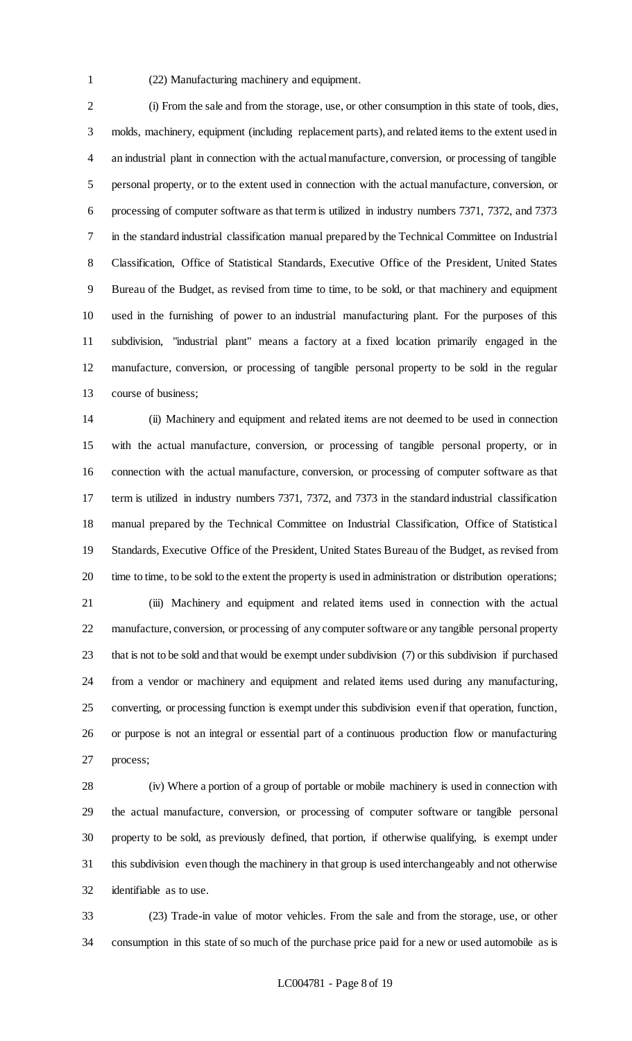(22) Manufacturing machinery and equipment.

(i) From the sale and from the storage, use, or other consumption in this state of tools, dies, molds, machinery, equipment (including replacement parts), and related items to the extent used in an industrial plant in connection with the actual manufacture, conversion, or processing of tangible personal property, or to the extent used in connection with the actual manufacture, conversion, or processing of computer software as that term is utilized in industry numbers 7371, 7372, and 7373 in the standard industrial classification manual prepared by the Technical Committee on Industrial Classification, Office of Statistical Standards, Executive Office of the President, United States Bureau of the Budget, as revised from time to time, to be sold, or that machinery and equipment used in the furnishing of power to an industrial manufacturing plant. For the purposes of this subdivision, "industrial plant" means a factory at a fixed location primarily engaged in the manufacture, conversion, or processing of tangible personal property to be sold in the regular course of business;

(ii) Machinery and equipment and related items are not deemed to be used in connection with the actual manufacture, conversion, or processing of tangible personal property, or in connection with the actual manufacture, conversion, or processing of computer software as that term is utilized in industry numbers 7371, 7372, and 7373 in the standard industrial classification manual prepared by the Technical Committee on Industrial Classification, Office of Statistical Standards, Executive Office of the President, United States Bureau of the Budget, as revised from time to time, to be sold to the extent the property is used in administration or distribution operations;

(iii) Machinery and equipment and related items used in connection with the actual manufacture, conversion, or processing of any computer software or any tangible personal property that is not to be sold and that would be exempt under subdivision (7) or this subdivision if purchased from a vendor or machinery and equipment and related items used during any manufacturing, converting, or processing function is exempt under this subdivision even if that operation, function, or purpose is not an integral or essential part of a continuous production flow or manufacturing process;

(iv) Where a portion of a group of portable or mobile machinery is used in connection with the actual manufacture, conversion, or processing of computer software or tangible personal property to be sold, as previously defined, that portion, if otherwise qualifying, is exempt under this subdivision even though the machinery in that group is used interchangeably and not otherwise identifiable as to use.

(23) Trade-in value of motor vehicles. From the sale and from the storage, use, or other consumption in this state of so much of the purchase price paid for a new or used automobile as is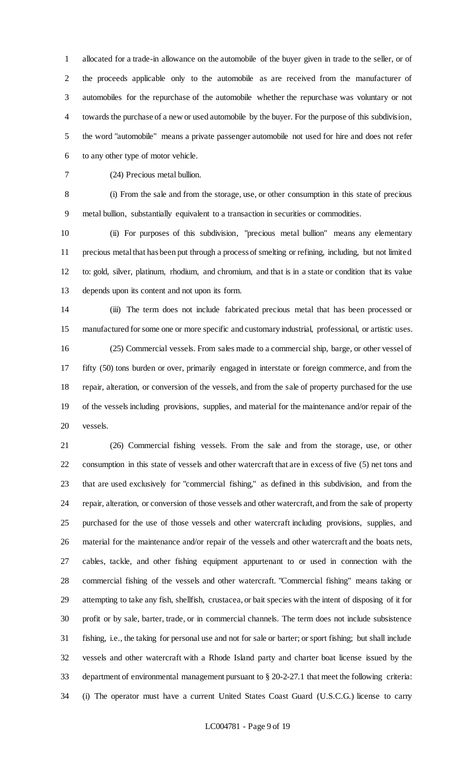allocated for a trade-in allowance on the automobile of the buyer given in trade to the seller, or of the proceeds applicable only to the automobile as are received from the manufacturer of automobiles for the repurchase of the automobile whether the repurchase was voluntary or not towards the purchase of a new or used automobile by the buyer. For the purpose of this subdivision, the word "automobile" means a private passenger automobile not used for hire and does not refer to any other type of motor vehicle.

(24) Precious metal bullion.

(i) From the sale and from the storage, use, or other consumption in this state of precious metal bullion, substantially equivalent to a transaction in securities or commodities.

(ii) For purposes of this subdivision, "precious metal bullion" means any elementary precious metal that has been put through a process of smelting or refining, including, but not limited to: gold, silver, platinum, rhodium, and chromium, and that is in a state or condition that its value depends upon its content and not upon its form.

(iii) The term does not include fabricated precious metal that has been processed or manufactured for some one or more specific and customary industrial, professional, or artistic uses.

(25) Commercial vessels. From sales made to a commercial ship, barge, or other vessel of fifty (50) tons burden or over, primarily engaged in interstate or foreign commerce, and from the repair, alteration, or conversion of the vessels, and from the sale of property purchased for the use of the vessels including provisions, supplies, and material for the maintenance and/or repair of the vessels.

(26) Commercial fishing vessels. From the sale and from the storage, use, or other consumption in this state of vessels and other watercraft that are in excess of five (5) net tons and that are used exclusively for "commercial fishing," as defined in this subdivision, and from the repair, alteration, or conversion of those vessels and other watercraft, and from the sale of property purchased for the use of those vessels and other watercraft including provisions, supplies, and material for the maintenance and/or repair of the vessels and other watercraft and the boats nets, cables, tackle, and other fishing equipment appurtenant to or used in connection with the commercial fishing of the vessels and other watercraft. "Commercial fishing" means taking or attempting to take any fish, shellfish, crustacea, or bait species with the intent of disposing of it for profit or by sale, barter, trade, or in commercial channels. The term does not include subsistence fishing, i.e., the taking for personal use and not for sale or barter; or sport fishing; but shall include vessels and other watercraft with a Rhode Island party and charter boat license issued by the department of environmental management pursuant to § 20-2-27.1 that meet the following criteria: (i) The operator must have a current United States Coast Guard (U.S.C.G.) license to carry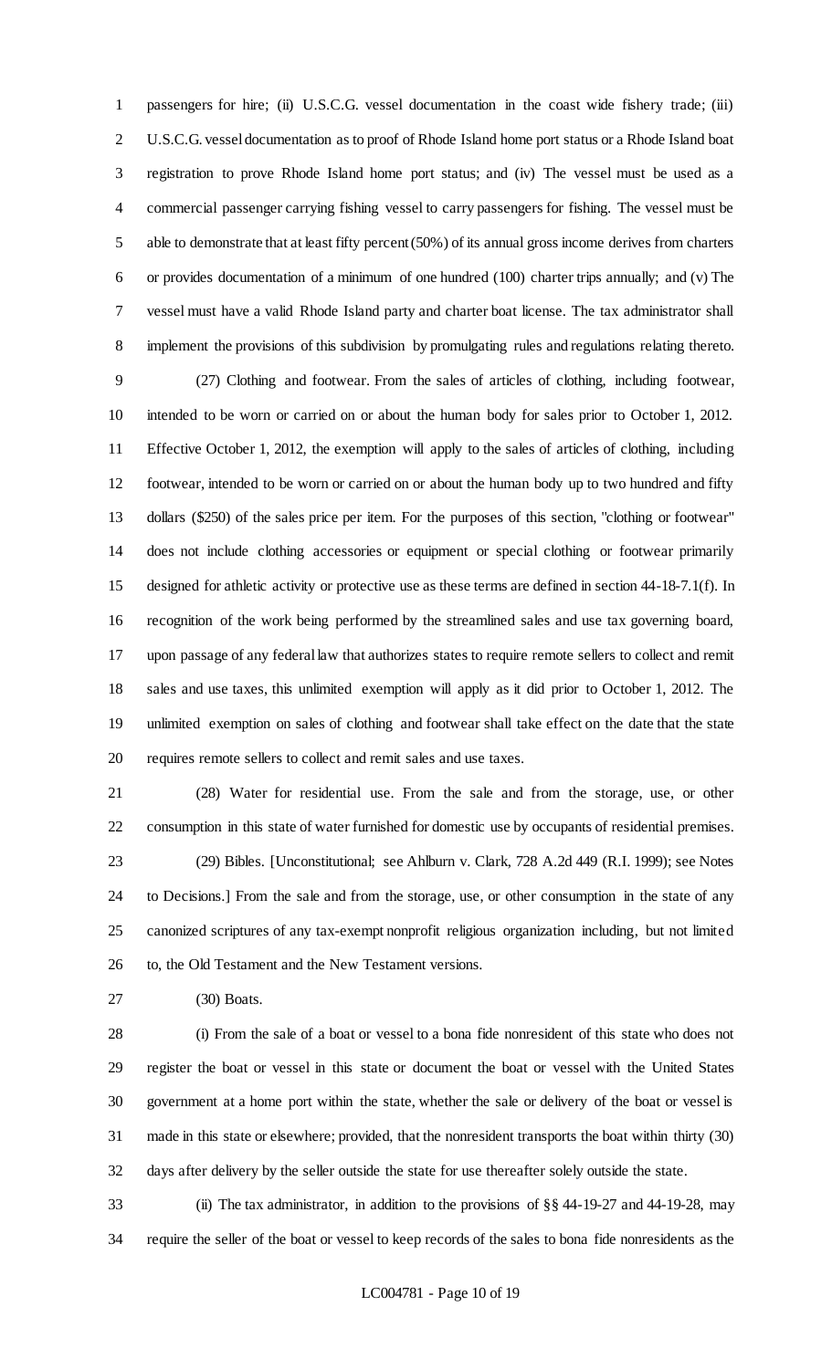passengers for hire; (ii) U.S.C.G. vessel documentation in the coast wide fishery trade; (iii) U.S.C.G. vessel documentation as to proof of Rhode Island home port status or a Rhode Island boat registration to prove Rhode Island home port status; and (iv) The vessel must be used as a commercial passenger carrying fishing vessel to carry passengers for fishing. The vessel must be able to demonstrate that at least fifty percent (50%) of its annual gross income derives from charters or provides documentation of a minimum of one hundred (100) charter trips annually; and (v) The vessel must have a valid Rhode Island party and charter boat license. The tax administrator shall implement the provisions of this subdivision by promulgating rules and regulations relating thereto.

(27) Clothing and footwear. From the sales of articles of clothing, including footwear, intended to be worn or carried on or about the human body for sales prior to October 1, 2012. Effective October 1, 2012, the exemption will apply to the sales of articles of clothing, including footwear, intended to be worn or carried on or about the human body up to two hundred and fifty dollars ($250) of the sales price per item. For the purposes of this section, "clothing or footwear" does not include clothing accessories or equipment or special clothing or footwear primarily designed for athletic activity or protective use as these terms are defined in section 44-18-7.1(f). In recognition of the work being performed by the streamlined sales and use tax governing board, upon passage of any federal law that authorizes states to require remote sellers to collect and remit sales and use taxes, this unlimited exemption will apply as it did prior to October 1, 2012. The unlimited exemption on sales of clothing and footwear shall take effect on the date that the state requires remote sellers to collect and remit sales and use taxes.

(28) Water for residential use. From the sale and from the storage, use, or other consumption in this state of water furnished for domestic use by occupants of residential premises.

(29) Bibles. [Unconstitutional; see Ahlburn v. Clark, 728 A.2d 449 (R.I. 1999); see Notes to Decisions.] From the sale and from the storage, use, or other consumption in the state of any canonized scriptures of any tax-exempt nonprofit religious organization including, but not limited to, the Old Testament and the New Testament versions.

(30) Boats.

(i) From the sale of a boat or vessel to a bona fide nonresident of this state who does not register the boat or vessel in this state or document the boat or vessel with the United States government at a home port within the state, whether the sale or delivery of the boat or vessel is made in this state or elsewhere; provided, that the nonresident transports the boat within thirty (30) days after delivery by the seller outside the state for use thereafter solely outside the state.

(ii) The tax administrator, in addition to the provisions of §§ 44-19-27 and 44-19-28, may require the seller of the boat or vessel to keep records of the sales to bona fide nonresidents as the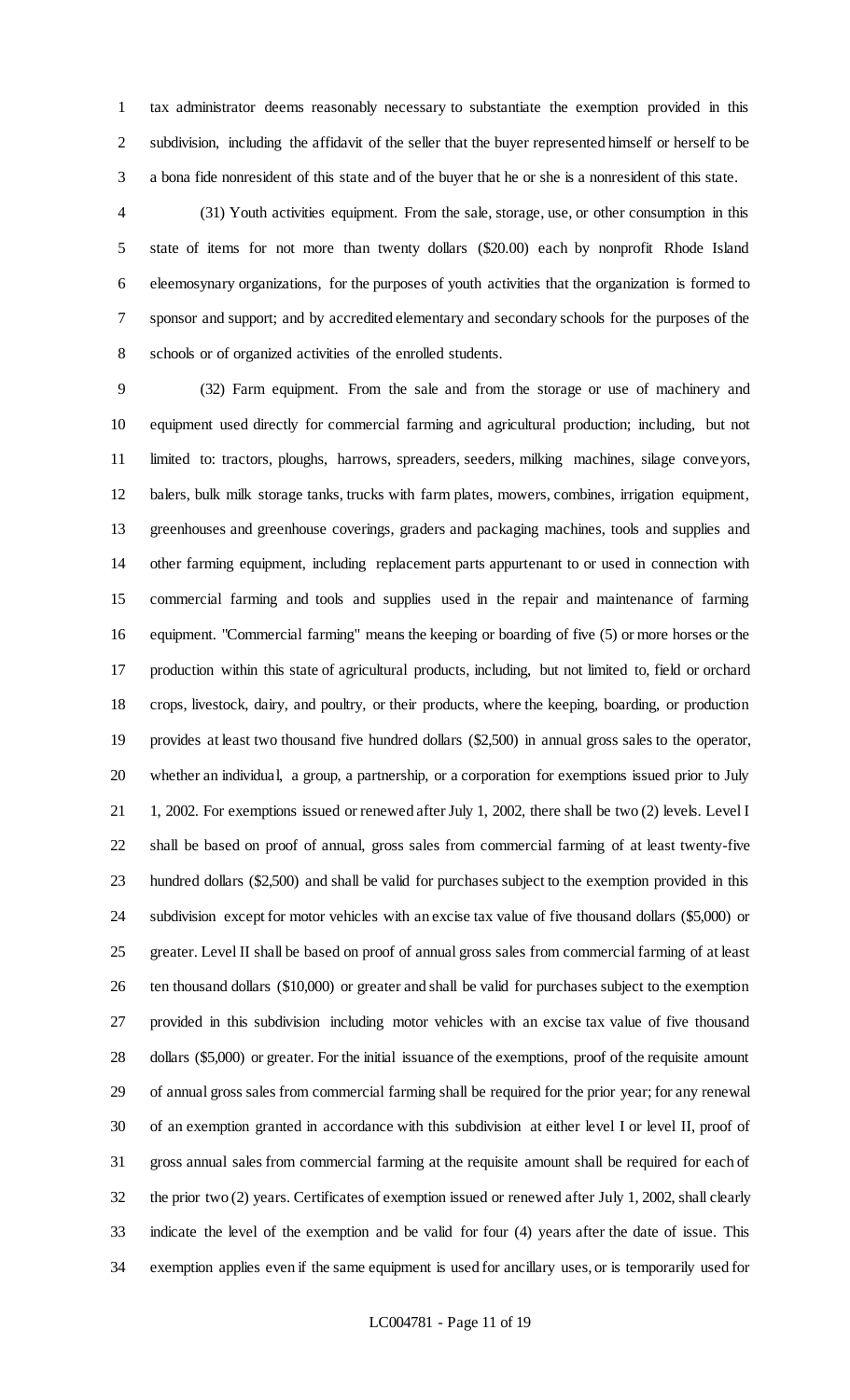tax administrator deems reasonably necessary to substantiate the exemption provided in this subdivision, including the affidavit of the seller that the buyer represented himself or herself to be a bona fide nonresident of this state and of the buyer that he or she is a nonresident of this state.

(31) Youth activities equipment. From the sale, storage, use, or other consumption in this state of items for not more than twenty dollars ($20.00) each by nonprofit Rhode Island eleemosynary organizations, for the purposes of youth activities that the organization is formed to sponsor and support; and by accredited elementary and secondary schools for the purposes of the schools or of organized activities of the enrolled students.

(32) Farm equipment. From the sale and from the storage or use of machinery and equipment used directly for commercial farming and agricultural production; including, but not limited to: tractors, ploughs, harrows, spreaders, seeders, milking machines, silage conveyors, balers, bulk milk storage tanks, trucks with farm plates, mowers, combines, irrigation equipment, greenhouses and greenhouse coverings, graders and packaging machines, tools and supplies and other farming equipment, including replacement parts appurtenant to or used in connection with commercial farming and tools and supplies used in the repair and maintenance of farming equipment. "Commercial farming" means the keeping or boarding of five (5) or more horses or the production within this state of agricultural products, including, but not limited to, field or orchard crops, livestock, dairy, and poultry, or their products, where the keeping, boarding, or production provides at least two thousand five hundred dollars ($2,500) in annual gross sales to the operator, whether an individual, a group, a partnership, or a corporation for exemptions issued prior to July 1, 2002. For exemptions issued or renewed after July 1, 2002, there shall be two (2) levels. Level I shall be based on proof of annual, gross sales from commercial farming of at least twenty-five hundred dollars ($2,500) and shall be valid for purchases subject to the exemption provided in this subdivision except for motor vehicles with an excise tax value of five thousand dollars ($5,000) or greater. Level II shall be based on proof of annual gross sales from commercial farming of at least ten thousand dollars ($10,000) or greater and shall be valid for purchases subject to the exemption provided in this subdivision including motor vehicles with an excise tax value of five thousand dollars ($5,000) or greater. For the initial issuance of the exemptions, proof of the requisite amount of annual gross sales from commercial farming shall be required for the prior year; for any renewal of an exemption granted in accordance with this subdivision at either level I or level II, proof of gross annual sales from commercial farming at the requisite amount shall be required for each of the prior two (2) years. Certificates of exemption issued or renewed after July 1, 2002, shall clearly indicate the level of the exemption and be valid for four (4) years after the date of issue. This exemption applies even if the same equipment is used for ancillary uses, or is temporarily used for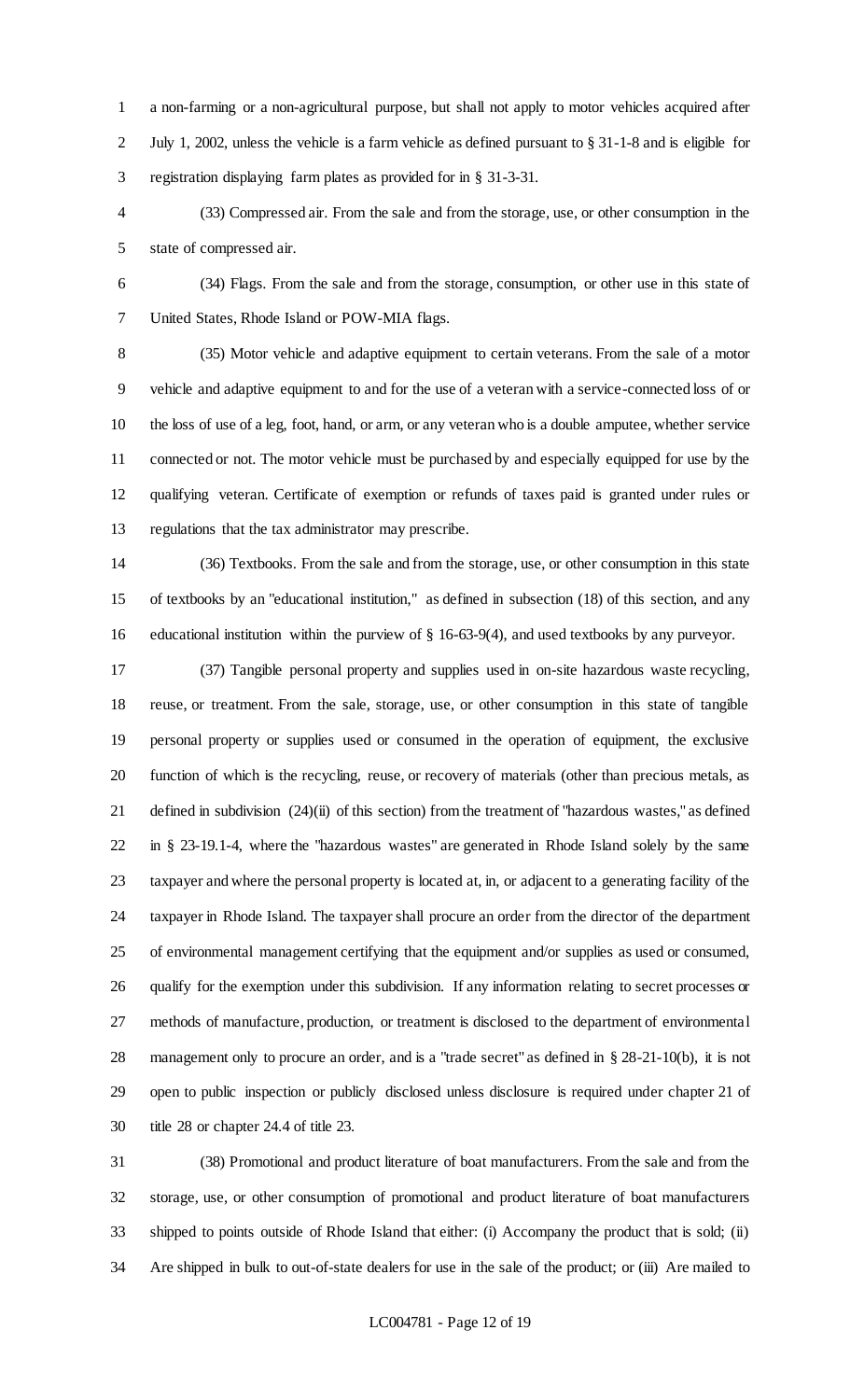a non-farming or a non-agricultural purpose, but shall not apply to motor vehicles acquired after July 1, 2002, unless the vehicle is a farm vehicle as defined pursuant to § 31-1-8 and is eligible for registration displaying farm plates as provided for in § 31-3-31.

(33) Compressed air. From the sale and from the storage, use, or other consumption in the state of compressed air.

(34) Flags. From the sale and from the storage, consumption, or other use in this state of United States, Rhode Island or POW-MIA flags.

(35) Motor vehicle and adaptive equipment to certain veterans. From the sale of a motor vehicle and adaptive equipment to and for the use of a veteran with a service-connected loss of or the loss of use of a leg, foot, hand, or arm, or any veteran who is a double amputee, whether service connected or not. The motor vehicle must be purchased by and especially equipped for use by the qualifying veteran. Certificate of exemption or refunds of taxes paid is granted under rules or regulations that the tax administrator may prescribe.

(36) Textbooks. From the sale and from the storage, use, or other consumption in this state of textbooks by an "educational institution," as defined in subsection (18) of this section, and any educational institution within the purview of § 16-63-9(4), and used textbooks by any purveyor.

(37) Tangible personal property and supplies used in on-site hazardous waste recycling, reuse, or treatment. From the sale, storage, use, or other consumption in this state of tangible personal property or supplies used or consumed in the operation of equipment, the exclusive function of which is the recycling, reuse, or recovery of materials (other than precious metals, as defined in subdivision (24)(ii) of this section) from the treatment of "hazardous wastes," as defined in § 23-19.1-4, where the "hazardous wastes" are generated in Rhode Island solely by the same taxpayer and where the personal property is located at, in, or adjacent to a generating facility of the taxpayer in Rhode Island. The taxpayer shall procure an order from the director of the department of environmental management certifying that the equipment and/or supplies as used or consumed, qualify for the exemption under this subdivision. If any information relating to secret processes or methods of manufacture, production, or treatment is disclosed to the department of environmental management only to procure an order, and is a "trade secret" as defined in § 28-21-10(b), it is not open to public inspection or publicly disclosed unless disclosure is required under chapter 21 of title 28 or chapter 24.4 of title 23.

(38) Promotional and product literature of boat manufacturers. From the sale and from the storage, use, or other consumption of promotional and product literature of boat manufacturers shipped to points outside of Rhode Island that either: (i) Accompany the product that is sold; (ii) Are shipped in bulk to out-of-state dealers for use in the sale of the product; or (iii) Are mailed to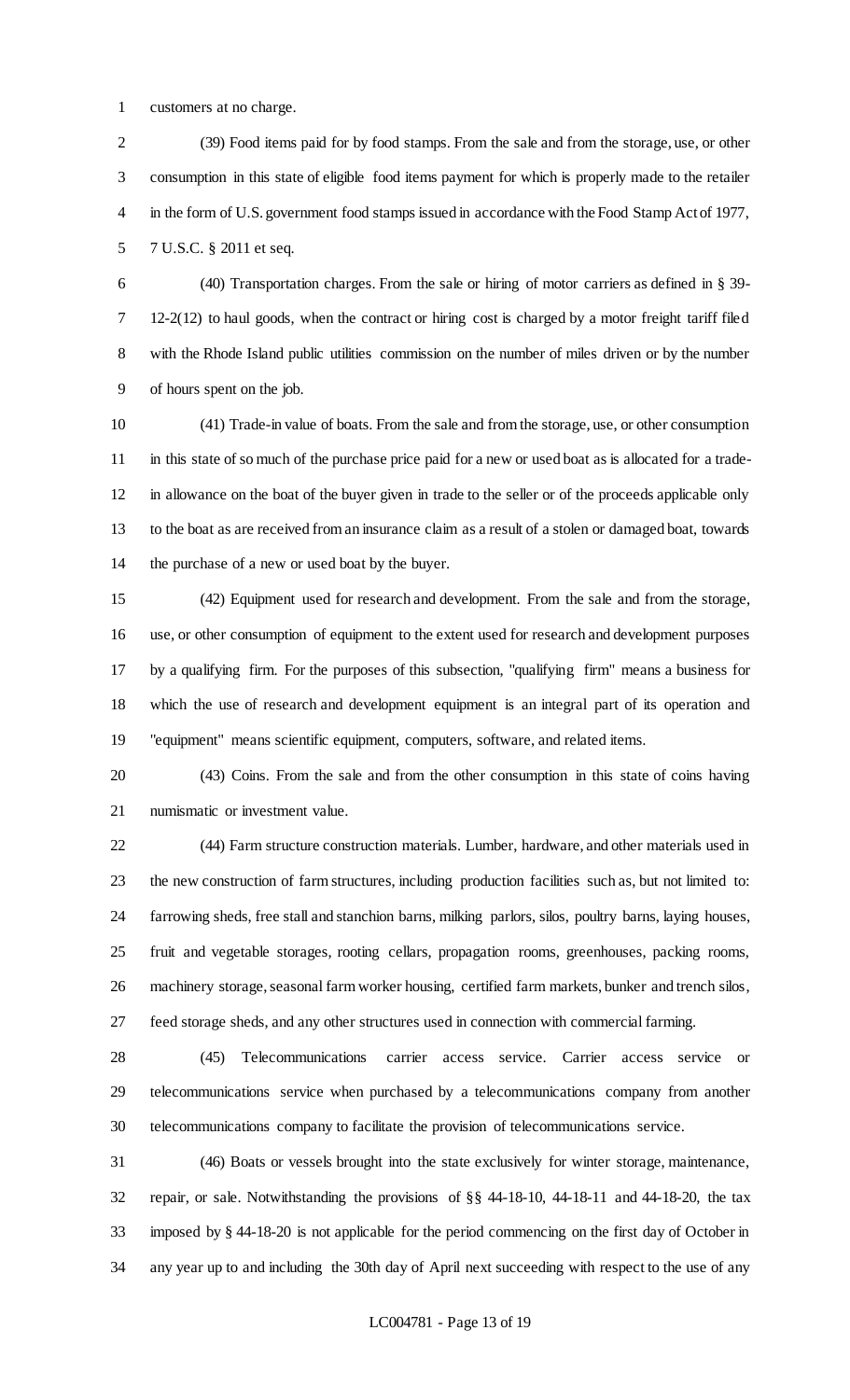customers at no charge.

(39) Food items paid for by food stamps. From the sale and from the storage, use, or other consumption in this state of eligible food items payment for which is properly made to the retailer in the form of U.S. government food stamps issued in accordance with the Food Stamp Act of 1977, 7 U.S.C. § 2011 et seq.

(40) Transportation charges. From the sale or hiring of motor carriers as defined in § 39-12-2(12) to haul goods, when the contract or hiring cost is charged by a motor freight tariff filed with the Rhode Island public utilities commission on the number of miles driven or by the number of hours spent on the job.

(41) Trade-in value of boats. From the sale and from the storage, use, or other consumption in this state of so much of the purchase price paid for a new or used boat as is allocated for a trade-in allowance on the boat of the buyer given in trade to the seller or of the proceeds applicable only to the boat as are received from an insurance claim as a result of a stolen or damaged boat, towards the purchase of a new or used boat by the buyer.

(42) Equipment used for research and development. From the sale and from the storage, use, or other consumption of equipment to the extent used for research and development purposes by a qualifying firm. For the purposes of this subsection, "qualifying firm" means a business for which the use of research and development equipment is an integral part of its operation and "equipment" means scientific equipment, computers, software, and related items.

(43) Coins. From the sale and from the other consumption in this state of coins having numismatic or investment value.

(44) Farm structure construction materials. Lumber, hardware, and other materials used in the new construction of farm structures, including production facilities such as, but not limited to: farrowing sheds, free stall and stanchion barns, milking parlors, silos, poultry barns, laying houses, fruit and vegetable storages, rooting cellars, propagation rooms, greenhouses, packing rooms, machinery storage, seasonal farm worker housing, certified farm markets, bunker and trench silos, feed storage sheds, and any other structures used in connection with commercial farming.

(45) Telecommunications carrier access service. Carrier access service or telecommunications service when purchased by a telecommunications company from another telecommunications company to facilitate the provision of telecommunications service.

(46) Boats or vessels brought into the state exclusively for winter storage, maintenance, repair, or sale. Notwithstanding the provisions of §§ 44-18-10, 44-18-11 and 44-18-20, the tax imposed by § 44-18-20 is not applicable for the period commencing on the first day of October in any year up to and including the 30th day of April next succeeding with respect to the use of any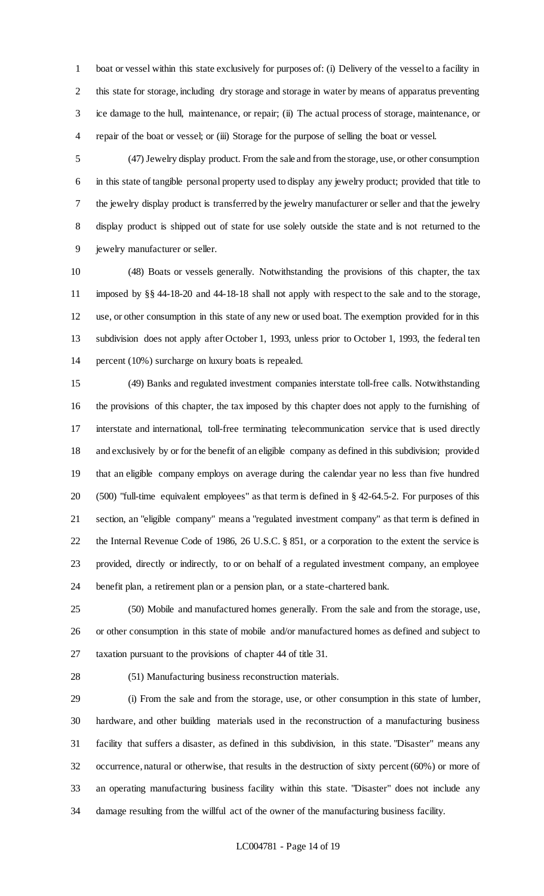boat or vessel within this state exclusively for purposes of: (i) Delivery of the vessel to a facility in this state for storage, including dry storage and storage in water by means of apparatus preventing ice damage to the hull, maintenance, or repair; (ii) The actual process of storage, maintenance, or repair of the boat or vessel; or (iii) Storage for the purpose of selling the boat or vessel.

(47) Jewelry display product. From the sale and from the storage, use, or other consumption in this state of tangible personal property used to display any jewelry product; provided that title to the jewelry display product is transferred by the jewelry manufacturer or seller and that the jewelry display product is shipped out of state for use solely outside the state and is not returned to the jewelry manufacturer or seller.

(48) Boats or vessels generally. Notwithstanding the provisions of this chapter, the tax imposed by §§ 44-18-20 and 44-18-18 shall not apply with respect to the sale and to the storage, use, or other consumption in this state of any new or used boat. The exemption provided for in this subdivision does not apply after October 1, 1993, unless prior to October 1, 1993, the federal ten percent (10%) surcharge on luxury boats is repealed.

(49) Banks and regulated investment companies interstate toll-free calls. Notwithstanding the provisions of this chapter, the tax imposed by this chapter does not apply to the furnishing of interstate and international, toll-free terminating telecommunication service that is used directly and exclusively by or for the benefit of an eligible company as defined in this subdivision; provided that an eligible company employs on average during the calendar year no less than five hundred (500) "full-time equivalent employees" as that term is defined in § 42-64.5-2. For purposes of this section, an "eligible company" means a "regulated investment company" as that term is defined in the Internal Revenue Code of 1986, 26 U.S.C. § 851, or a corporation to the extent the service is provided, directly or indirectly, to or on behalf of a regulated investment company, an employee benefit plan, a retirement plan or a pension plan, or a state-chartered bank.

(50) Mobile and manufactured homes generally. From the sale and from the storage, use, or other consumption in this state of mobile and/or manufactured homes as defined and subject to taxation pursuant to the provisions of chapter 44 of title 31.

(51) Manufacturing business reconstruction materials.

(i) From the sale and from the storage, use, or other consumption in this state of lumber, hardware, and other building materials used in the reconstruction of a manufacturing business facility that suffers a disaster, as defined in this subdivision, in this state. "Disaster" means any occurrence, natural or otherwise, that results in the destruction of sixty percent (60%) or more of an operating manufacturing business facility within this state. "Disaster" does not include any damage resulting from the willful act of the owner of the manufacturing business facility.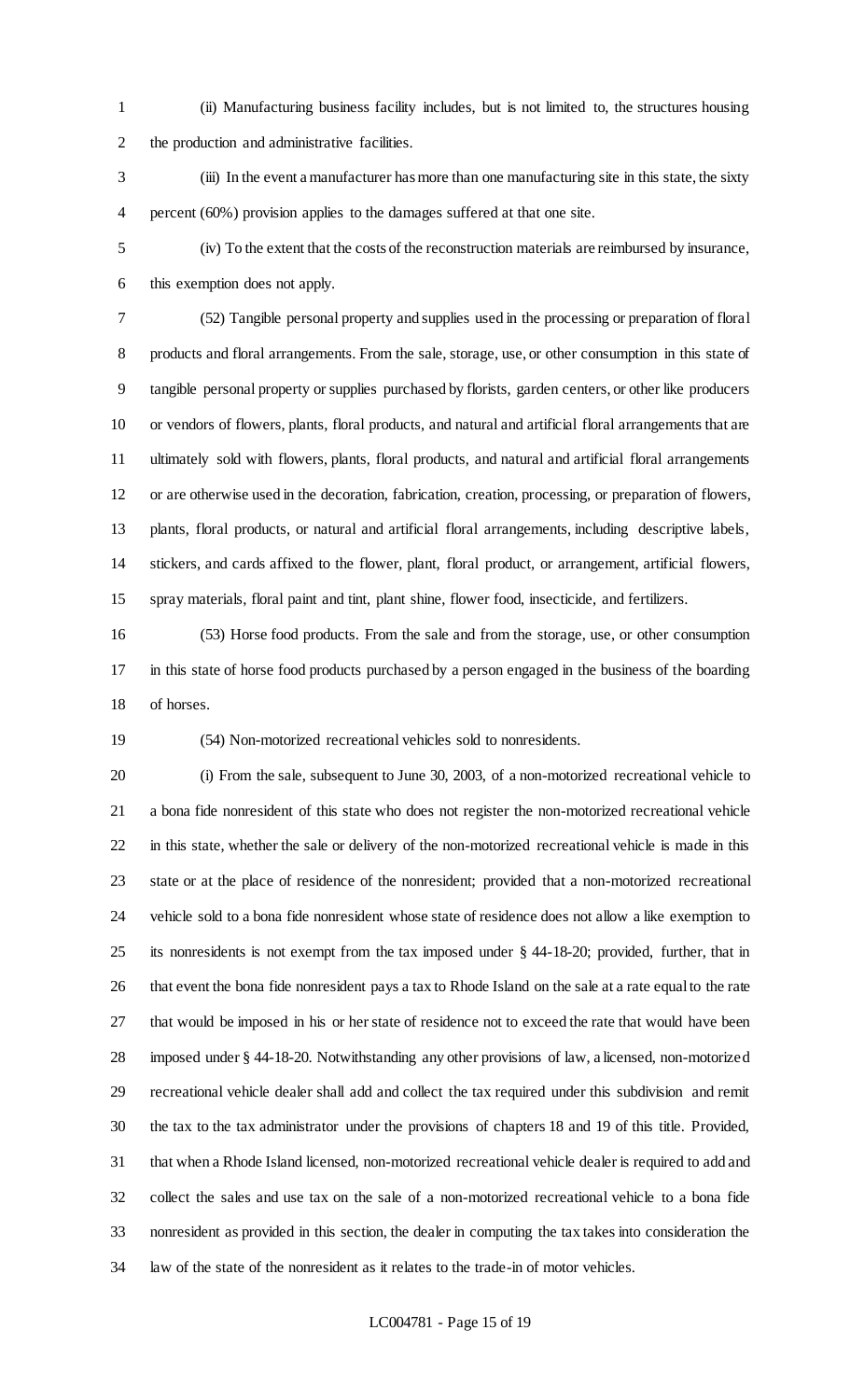(ii) Manufacturing business facility includes, but is not limited to, the structures housing the production and administrative facilities.

(iii) In the event a manufacturer has more than one manufacturing site in this state, the sixty percent (60%) provision applies to the damages suffered at that one site.

(iv) To the extent that the costs of the reconstruction materials are reimbursed by insurance, this exemption does not apply.

(52) Tangible personal property and supplies used in the processing or preparation of floral products and floral arrangements. From the sale, storage, use, or other consumption in this state of tangible personal property or supplies purchased by florists, garden centers, or other like producers or vendors of flowers, plants, floral products, and natural and artificial floral arrangements that are ultimately sold with flowers, plants, floral products, and natural and artificial floral arrangements or are otherwise used in the decoration, fabrication, creation, processing, or preparation of flowers, plants, floral products, or natural and artificial floral arrangements, including descriptive labels, stickers, and cards affixed to the flower, plant, floral product, or arrangement, artificial flowers, spray materials, floral paint and tint, plant shine, flower food, insecticide, and fertilizers.

(53) Horse food products. From the sale and from the storage, use, or other consumption in this state of horse food products purchased by a person engaged in the business of the boarding of horses.

(54) Non-motorized recreational vehicles sold to nonresidents.

(i) From the sale, subsequent to June 30, 2003, of a non-motorized recreational vehicle to a bona fide nonresident of this state who does not register the non-motorized recreational vehicle in this state, whether the sale or delivery of the non-motorized recreational vehicle is made in this state or at the place of residence of the nonresident; provided that a non-motorized recreational vehicle sold to a bona fide nonresident whose state of residence does not allow a like exemption to its nonresidents is not exempt from the tax imposed under § 44-18-20; provided, further, that in that event the bona fide nonresident pays a tax to Rhode Island on the sale at a rate equal to the rate that would be imposed in his or her state of residence not to exceed the rate that would have been imposed under § 44-18-20. Notwithstanding any other provisions of law, a licensed, non-motorized recreational vehicle dealer shall add and collect the tax required under this subdivision and remit the tax to the tax administrator under the provisions of chapters 18 and 19 of this title. Provided, that when a Rhode Island licensed, non-motorized recreational vehicle dealer is required to add and collect the sales and use tax on the sale of a non-motorized recreational vehicle to a bona fide nonresident as provided in this section, the dealer in computing the tax takes into consideration the law of the state of the nonresident as it relates to the trade-in of motor vehicles.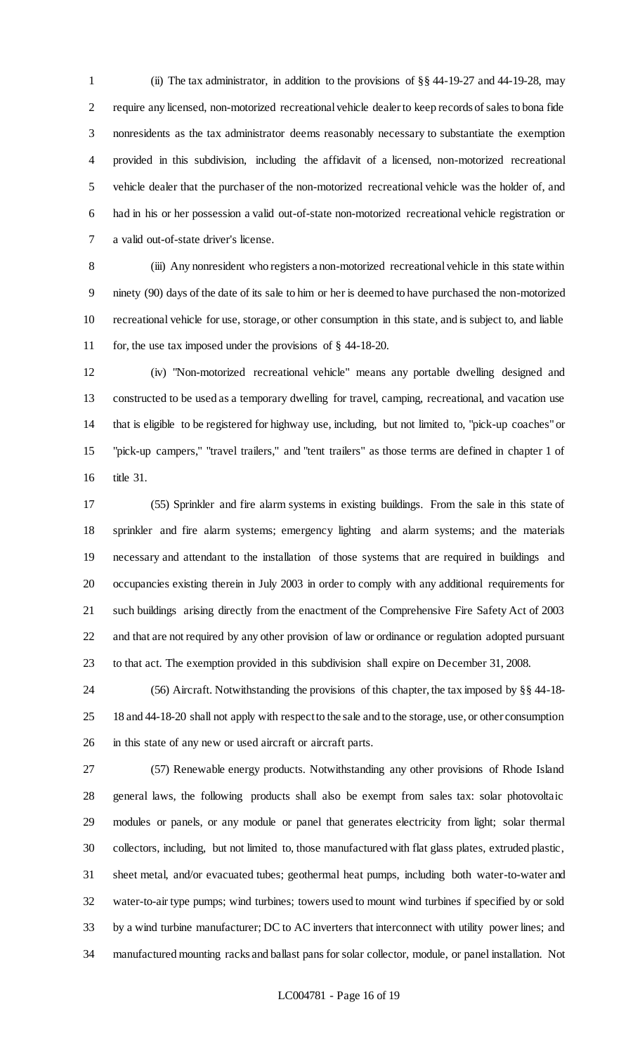(ii) The tax administrator, in addition to the provisions of §§ 44-19-27 and 44-19-28, may require any licensed, non-motorized recreational vehicle dealer to keep records of sales to bona fide nonresidents as the tax administrator deems reasonably necessary to substantiate the exemption provided in this subdivision, including the affidavit of a licensed, non-motorized recreational vehicle dealer that the purchaser of the non-motorized recreational vehicle was the holder of, and had in his or her possession a valid out-of-state non-motorized recreational vehicle registration or a valid out-of-state driver's license.

(iii) Any nonresident who registers a non-motorized recreational vehicle in this state within ninety (90) days of the date of its sale to him or her is deemed to have purchased the non-motorized recreational vehicle for use, storage, or other consumption in this state, and is subject to, and liable for, the use tax imposed under the provisions of § 44-18-20.

(iv) "Non-motorized recreational vehicle" means any portable dwelling designed and constructed to be used as a temporary dwelling for travel, camping, recreational, and vacation use that is eligible to be registered for highway use, including, but not limited to, "pick-up coaches" or "pick-up campers," "travel trailers," and "tent trailers" as those terms are defined in chapter 1 of title 31.

(55) Sprinkler and fire alarm systems in existing buildings. From the sale in this state of sprinkler and fire alarm systems; emergency lighting and alarm systems; and the materials necessary and attendant to the installation of those systems that are required in buildings and occupancies existing therein in July 2003 in order to comply with any additional requirements for such buildings arising directly from the enactment of the Comprehensive Fire Safety Act of 2003 and that are not required by any other provision of law or ordinance or regulation adopted pursuant to that act. The exemption provided in this subdivision shall expire on December 31, 2008.

(56) Aircraft. Notwithstanding the provisions of this chapter, the tax imposed by §§ 44-18-18 and 44-18-20 shall not apply with respect to the sale and to the storage, use, or other consumption in this state of any new or used aircraft or aircraft parts.

(57) Renewable energy products. Notwithstanding any other provisions of Rhode Island general laws, the following products shall also be exempt from sales tax: solar photovoltaic modules or panels, or any module or panel that generates electricity from light; solar thermal collectors, including, but not limited to, those manufactured with flat glass plates, extruded plastic, sheet metal, and/or evacuated tubes; geothermal heat pumps, including both water-to-water and water-to-air type pumps; wind turbines; towers used to mount wind turbines if specified by or sold by a wind turbine manufacturer; DC to AC inverters that interconnect with utility power lines; and manufactured mounting racks and ballast pans for solar collector, module, or panel installation. Not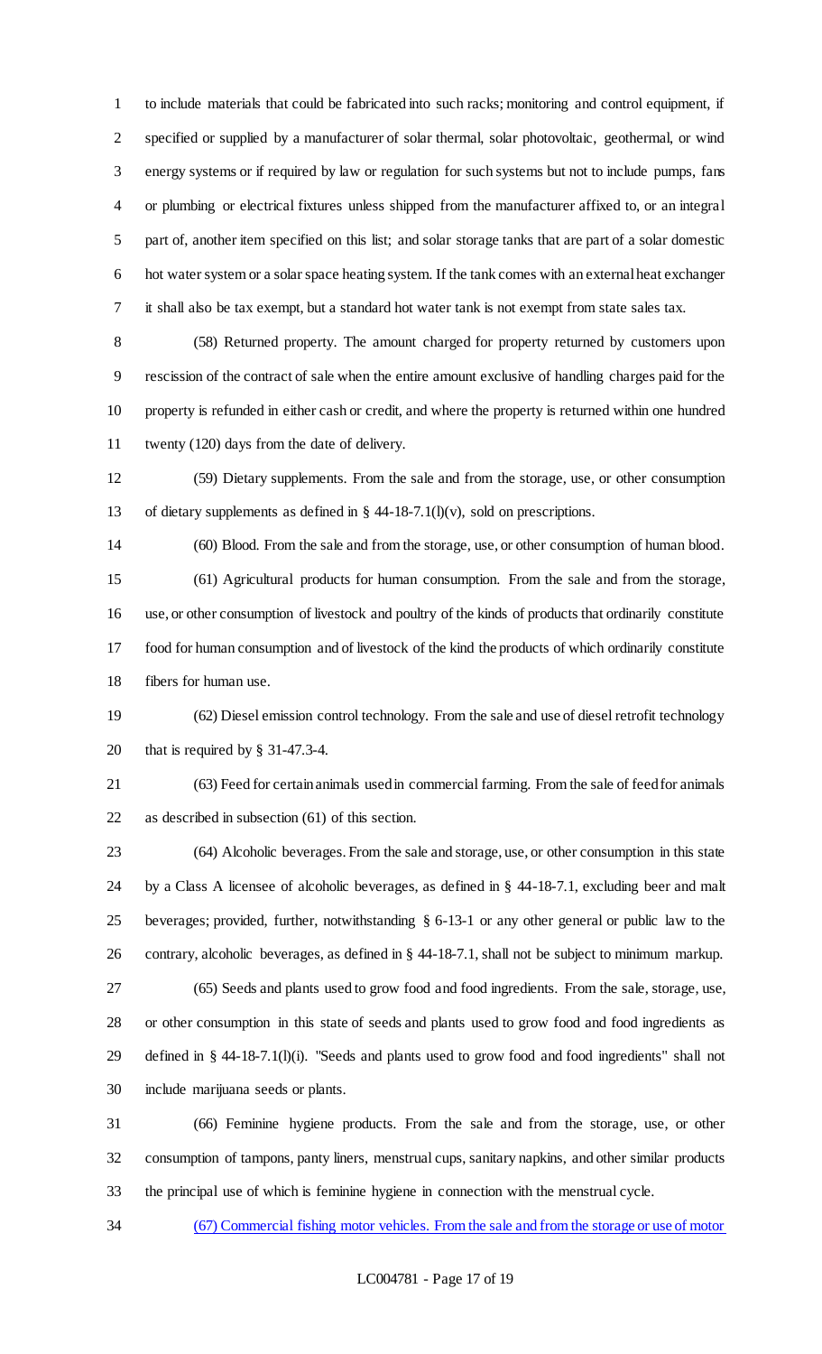to include materials that could be fabricated into such racks; monitoring and control equipment, if specified or supplied by a manufacturer of solar thermal, solar photovoltaic, geothermal, or wind energy systems or if required by law or regulation for such systems but not to include pumps, fans or plumbing or electrical fixtures unless shipped from the manufacturer affixed to, or an integral part of, another item specified on this list; and solar storage tanks that are part of a solar domestic hot water system or a solar space heating system. If the tank comes with an external heat exchanger it shall also be tax exempt, but a standard hot water tank is not exempt from state sales tax.

(58) Returned property. The amount charged for property returned by customers upon rescission of the contract of sale when the entire amount exclusive of handling charges paid for the property is refunded in either cash or credit, and where the property is returned within one hundred twenty (120) days from the date of delivery.

(59) Dietary supplements. From the sale and from the storage, use, or other consumption of dietary supplements as defined in § 44-18-7.1(l)(v), sold on prescriptions.

(60) Blood. From the sale and from the storage, use, or other consumption of human blood.

(61) Agricultural products for human consumption. From the sale and from the storage, use, or other consumption of livestock and poultry of the kinds of products that ordinarily constitute food for human consumption and of livestock of the kind the products of which ordinarily constitute fibers for human use.

(62) Diesel emission control technology. From the sale and use of diesel retrofit technology that is required by § 31-47.3-4.

(63) Feed for certain animals used in commercial farming. From the sale of feed for animals as described in subsection (61) of this section.

(64) Alcoholic beverages. From the sale and storage, use, or other consumption in this state by a Class A licensee of alcoholic beverages, as defined in § 44-18-7.1, excluding beer and malt beverages; provided, further, notwithstanding § 6-13-1 or any other general or public law to the contrary, alcoholic beverages, as defined in § 44-18-7.1, shall not be subject to minimum markup.

(65) Seeds and plants used to grow food and food ingredients. From the sale, storage, use, or other consumption in this state of seeds and plants used to grow food and food ingredients as defined in § 44-18-7.1(l)(i). "Seeds and plants used to grow food and food ingredients" shall not include marijuana seeds or plants.

(66) Feminine hygiene products. From the sale and from the storage, use, or other consumption of tampons, panty liners, menstrual cups, sanitary napkins, and other similar products the principal use of which is feminine hygiene in connection with the menstrual cycle.

(67) Commercial fishing motor vehicles. From the sale and from the storage or use of motor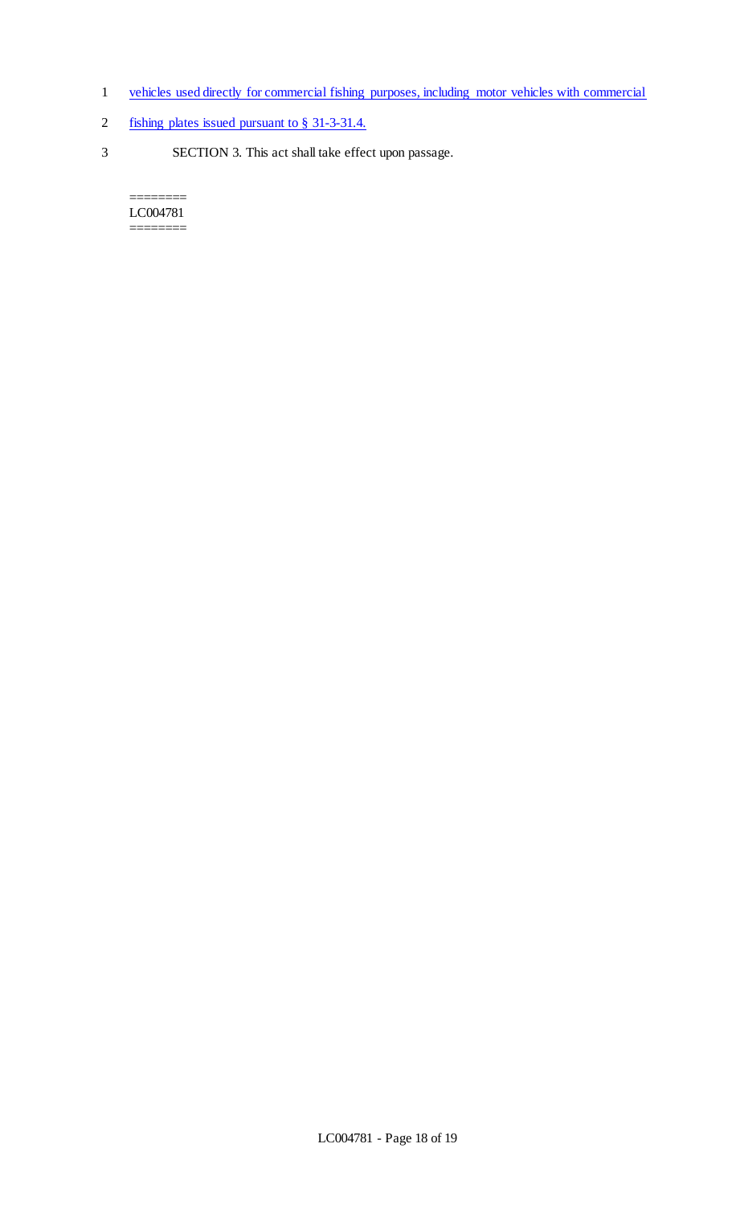1 vehicles used directly for commercial fishing purposes, including motor vehicles with commercial

2 fishing plates issued pursuant to § 31-3-31.4.

3 SECTION 3. This act shall take effect upon passage.

========
LC004781
========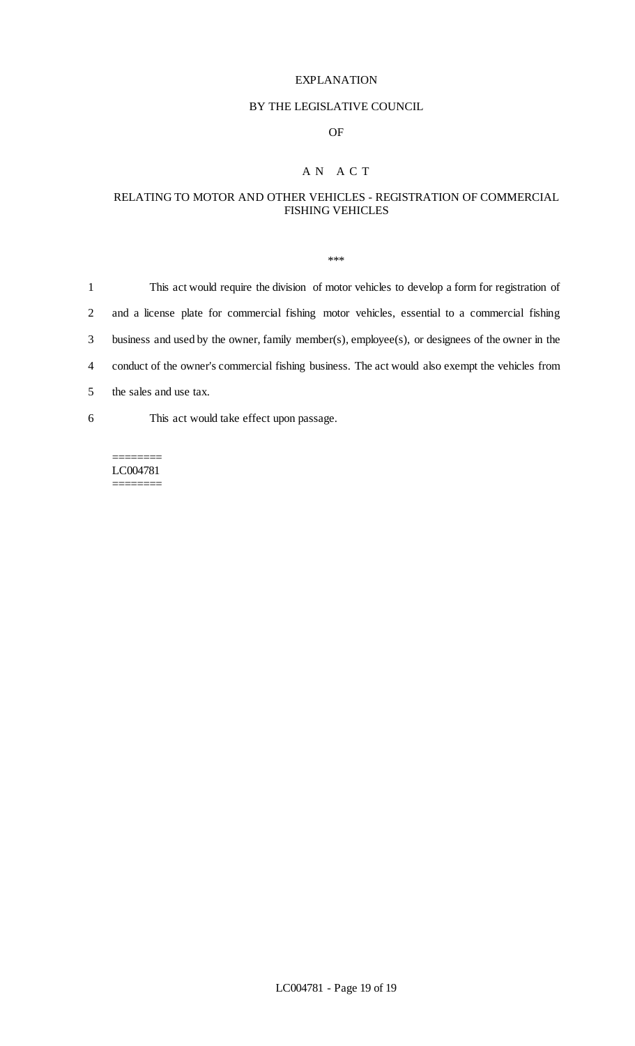EXPLANATION

BY THE LEGISLATIVE COUNCIL

OF

A N A C T

RELATING TO MOTOR AND OTHER VEHICLES - REGISTRATION OF COMMERCIAL FISHING VEHICLES

***

This act would require the division of motor vehicles to develop a form for registration of and a license plate for commercial fishing motor vehicles, essential to a commercial fishing business and used by the owner, family member(s), employee(s), or designees of the owner in the conduct of the owner's commercial fishing business. The act would also exempt the vehicles from the sales and use tax.

This act would take effect upon passage.

========
LC004781
========